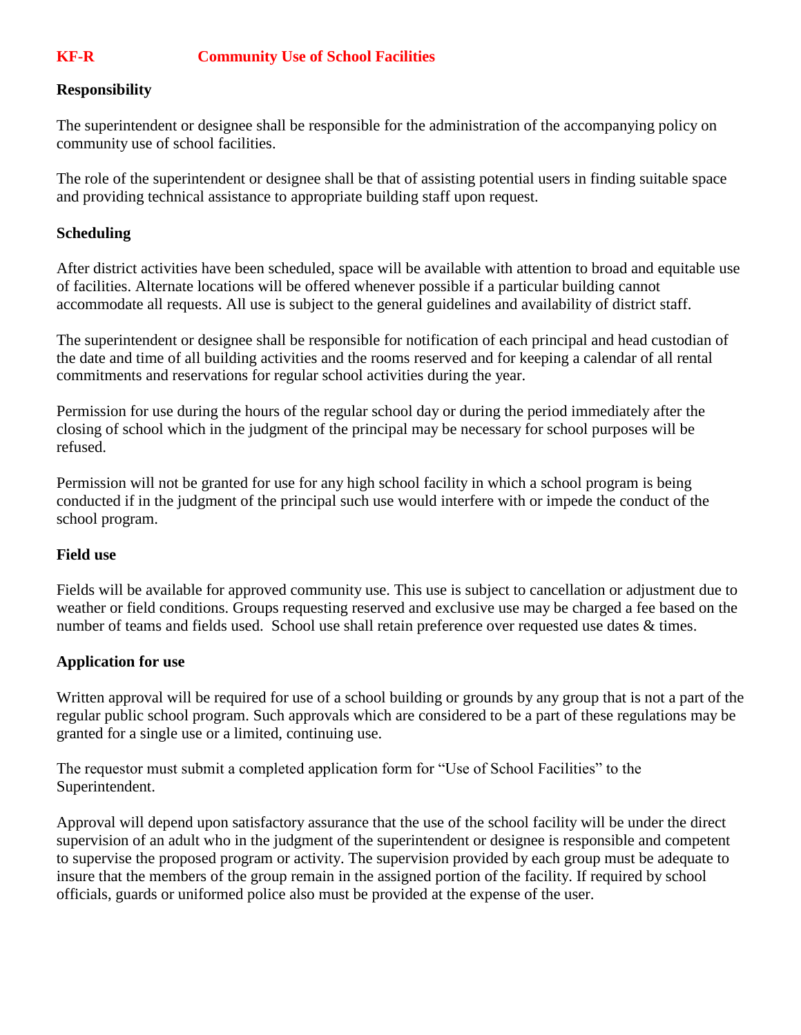# KF-R Community Use of School Facilities

**Responsibility**

The superintendent or designee shall be responsible for the administration of the accompanying policy on community use of school facilities.

The role of the superintendent or designee shall be that of assisting potential users in finding suitable space and providing technical assistance to appropriate building staff upon request.

**Scheduling**

After district activities have been scheduled, space will be available with attention to broad and equitable use of facilities. Alternate locations will be offered whenever possible if a particular building cannot accommodate all requests. All use is subject to the general guidelines and availability of district staff.

The superintendent or designee shall be responsible for notification of each principal and head custodian of the date and time of all building activities and the rooms reserved and for keeping a calendar of all rental commitments and reservations for regular school activities during the year.

Permission for use during the hours of the regular school day or during the period immediately after the closing of school which in the judgment of the principal may be necessary for school purposes will be refused.

Permission will not be granted for use for any high school facility in which a school program is being conducted if in the judgment of the principal such use would interfere with or impede the conduct of the school program.

**Field use**

Fields will be available for approved community use. This use is subject to cancellation or adjustment due to weather or field conditions. Groups requesting reserved and exclusive use may be charged a fee based on the number of teams and fields used. School use shall retain preference over requested use dates & times.

**Application for use**

Written approval will be required for use of a school building or grounds by any group that is not a part of the regular public school program. Such approvals which are considered to be a part of these regulations may be granted for a single use or a limited, continuing use.

The requestor must submit a completed application form for "Use of School Facilities" to the Superintendent.

Approval will depend upon satisfactory assurance that the use of the school facility will be under the direct supervision of an adult who in the judgment of the superintendent or designee is responsible and competent to supervise the proposed program or activity. The supervision provided by each group must be adequate to insure that the members of the group remain in the assigned portion of the facility. If required by school officials, guards or uniformed police also must be provided at the expense of the user.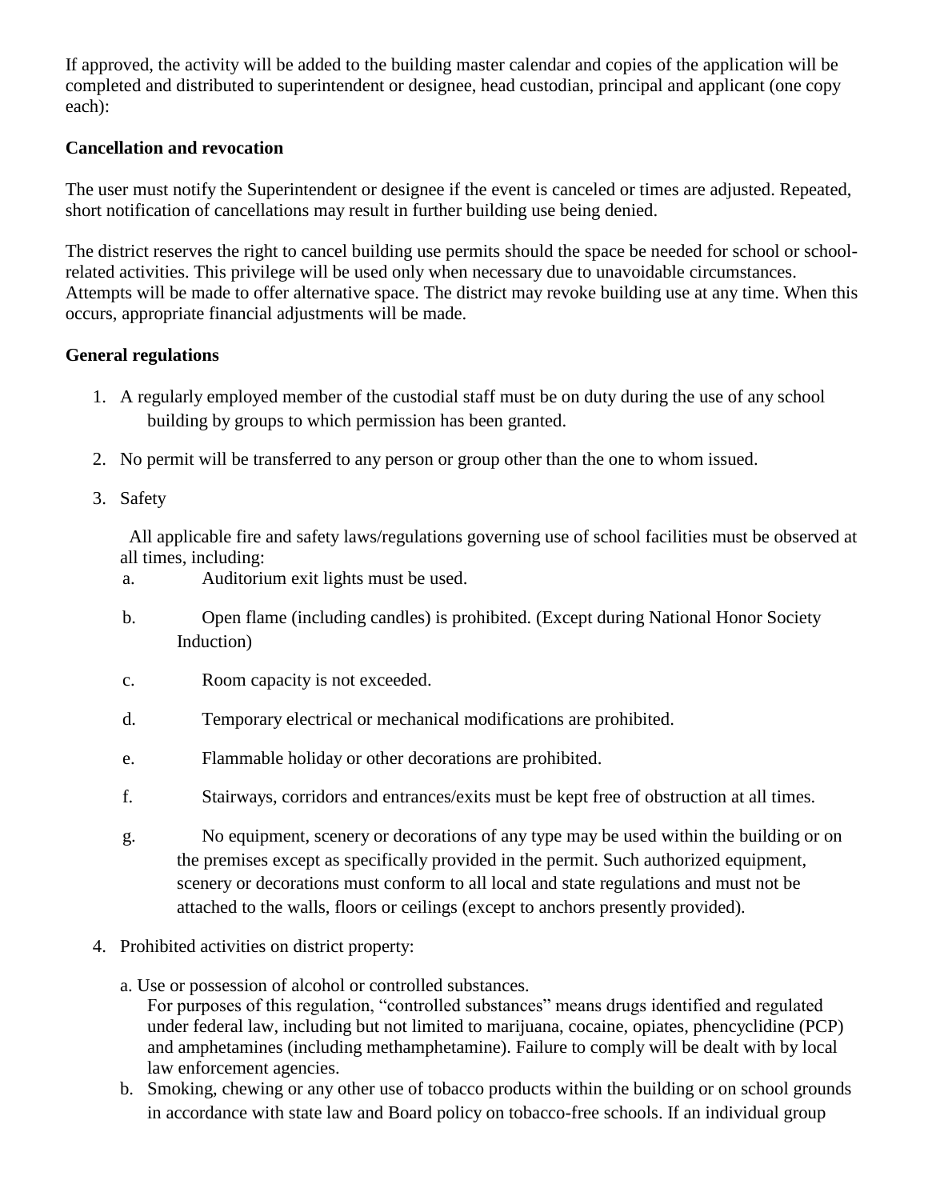If approved, the activity will be added to the building master calendar and copies of the application will be completed and distributed to superintendent or designee, head custodian, principal and applicant (one copy each):

**Cancellation and revocation**

The user must notify the Superintendent or designee if the event is canceled or times are adjusted. Repeated, short notification of cancellations may result in further building use being denied.

The district reserves the right to cancel building use permits should the space be needed for school or school-related activities. This privilege will be used only when necessary due to unavoidable circumstances. Attempts will be made to offer alternative space. The district may revoke building use at any time. When this occurs, appropriate financial adjustments will be made.

**General regulations**

1. A regularly employed member of the custodial staff must be on duty during the use of any school building by groups to which permission has been granted.

2. No permit will be transferred to any person or group other than the one to whom issued.

3. Safety

   All applicable fire and safety laws/regulations governing use of school facilities must be observed at all times, including:

   a. Auditorium exit lights must be used.

   b. Open flame (including candles) is prohibited. (Except during National Honor Society Induction)

   c. Room capacity is not exceeded.

   d. Temporary electrical or mechanical modifications are prohibited.

   e. Flammable holiday or other decorations are prohibited.

   f. Stairways, corridors and entrances/exits must be kept free of obstruction at all times.

   g. No equipment, scenery or decorations of any type may be used within the building or on the premises except as specifically provided in the permit. Such authorized equipment, scenery or decorations must conform to all local and state regulations and must not be attached to the walls, floors or ceilings (except to anchors presently provided).

4. Prohibited activities on district property:

   a. Use or possession of alcohol or controlled substances.
      For purposes of this regulation, "controlled substances" means drugs identified and regulated under federal law, including but not limited to marijuana, cocaine, opiates, phencyclidine (PCP) and amphetamines (including methamphetamine). Failure to comply will be dealt with by local law enforcement agencies.

   b. Smoking, chewing or any other use of tobacco products within the building or on school grounds in accordance with state law and Board policy on tobacco-free schools. If an individual group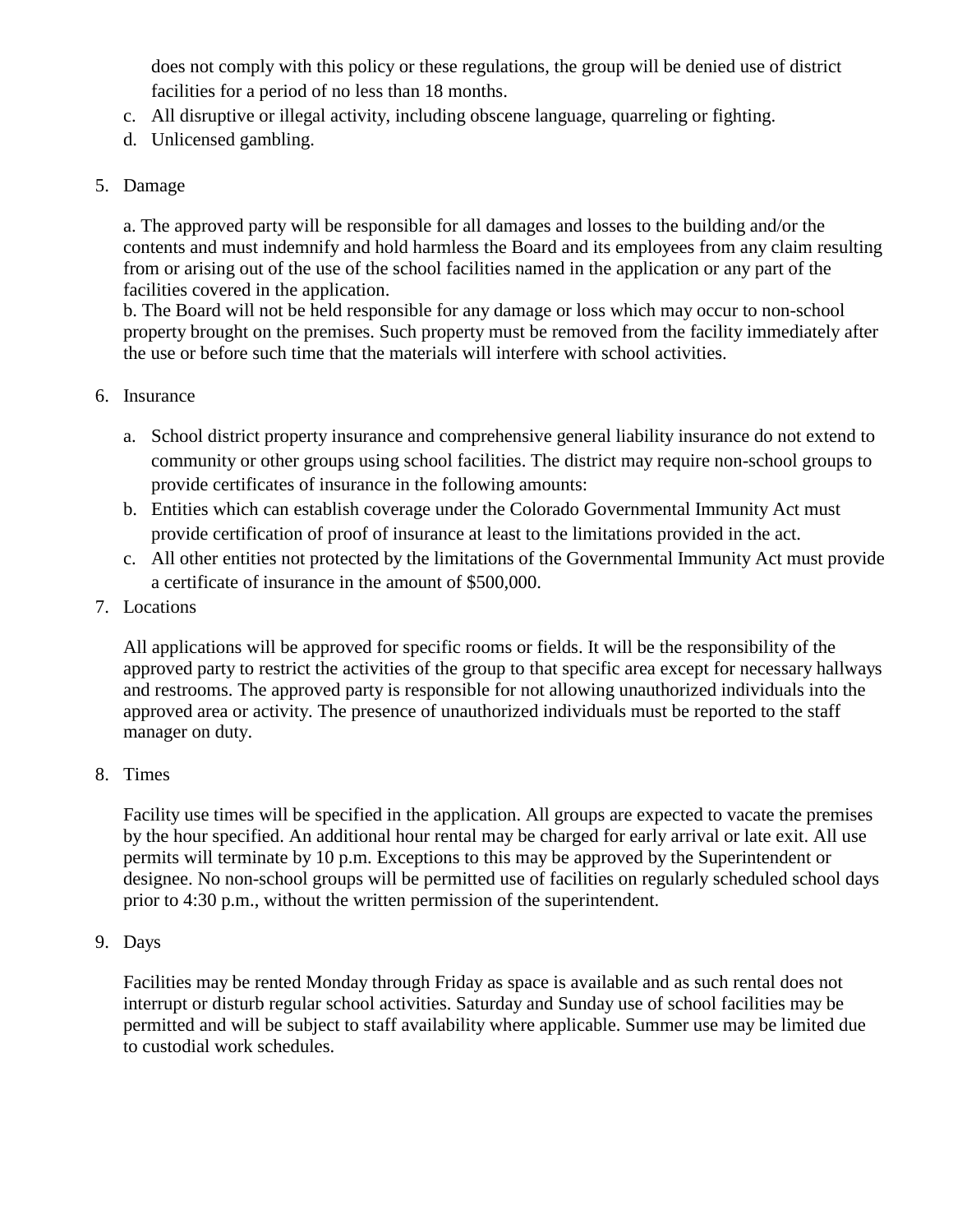does not comply with this policy or these regulations, the group will be denied use of district facilities for a period of no less than 18 months.

c. All disruptive or illegal activity, including obscene language, quarreling or fighting.
d. Unlicensed gambling.

5. Damage

   a. The approved party will be responsible for all damages and losses to the building and/or the contents and must indemnify and hold harmless the Board and its employees from any claim resulting from or arising out of the use of the school facilities named in the application or any part of the facilities covered in the application.
   b. The Board will not be held responsible for any damage or loss which may occur to non-school property brought on the premises. Such property must be removed from the facility immediately after the use or before such time that the materials will interfere with school activities.

6. Insurance

   a. School district property insurance and comprehensive general liability insurance do not extend to community or other groups using school facilities. The district may require non-school groups to provide certificates of insurance in the following amounts:
   b. Entities which can establish coverage under the Colorado Governmental Immunity Act must provide certification of proof of insurance at least to the limitations provided in the act.
   c. All other entities not protected by the limitations of the Governmental Immunity Act must provide a certificate of insurance in the amount of $500,000.

7. Locations

   All applications will be approved for specific rooms or fields. It will be the responsibility of the approved party to restrict the activities of the group to that specific area except for necessary hallways and restrooms. The approved party is responsible for not allowing unauthorized individuals into the approved area or activity. The presence of unauthorized individuals must be reported to the staff manager on duty.

8. Times

   Facility use times will be specified in the application. All groups are expected to vacate the premises by the hour specified. An additional hour rental may be charged for early arrival or late exit. All use permits will terminate by 10 p.m. Exceptions to this may be approved by the Superintendent or designee. No non-school groups will be permitted use of facilities on regularly scheduled school days prior to 4:30 p.m., without the written permission of the superintendent.

9. Days

   Facilities may be rented Monday through Friday as space is available and as such rental does not interrupt or disturb regular school activities. Saturday and Sunday use of school facilities may be permitted and will be subject to staff availability where applicable. Summer use may be limited due to custodial work schedules.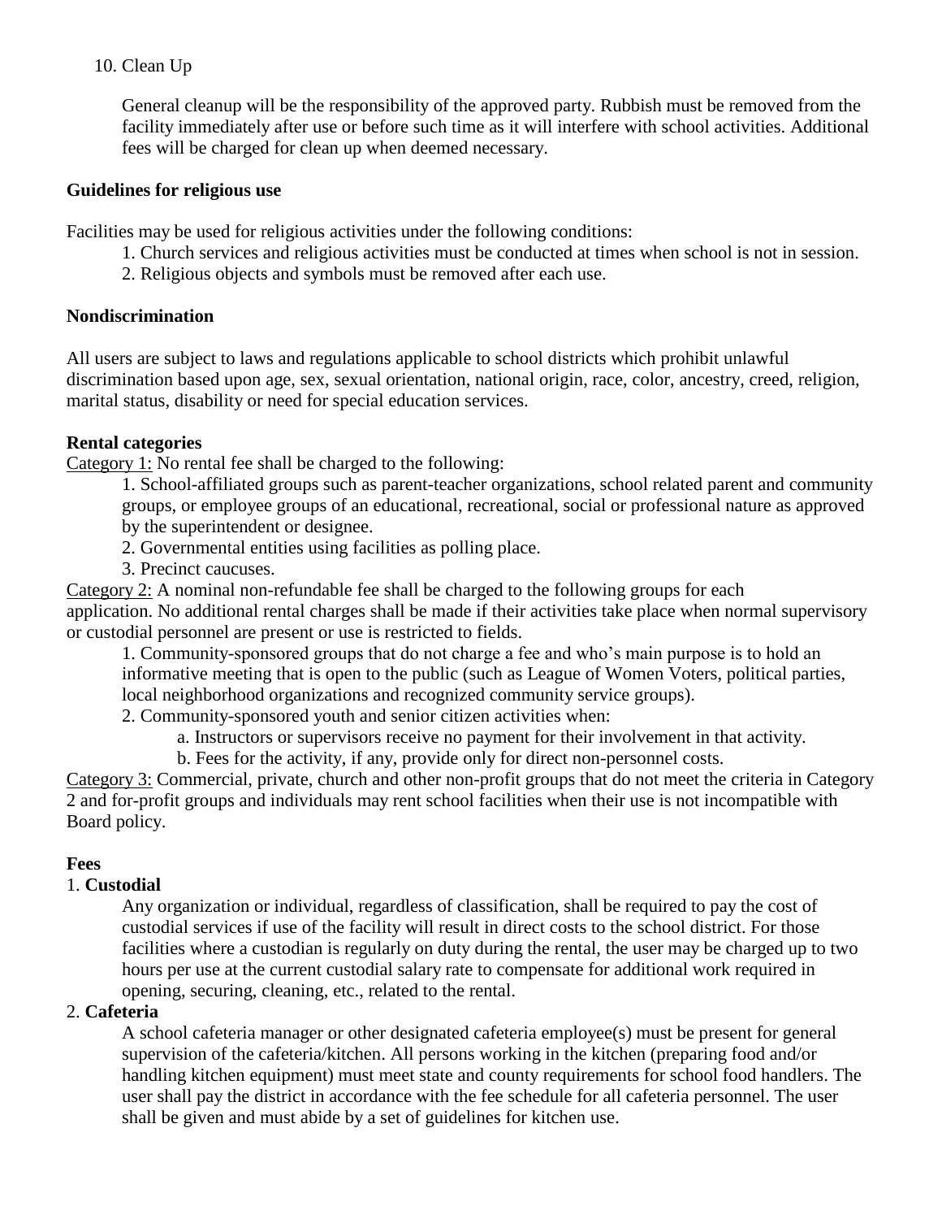10. Clean Up

    General cleanup will be the responsibility of the approved party. Rubbish must be removed from the facility immediately after use or before such time as it will interfere with school activities. Additional fees will be charged for clean up when deemed necessary.

**Guidelines for religious use**

Facilities may be used for religious activities under the following conditions:

1. Church services and religious activities must be conducted at times when school is not in session.
2. Religious objects and symbols must be removed after each use.

**Nondiscrimination**

All users are subject to laws and regulations applicable to school districts which prohibit unlawful discrimination based upon age, sex, sexual orientation, national origin, race, color, ancestry, creed, religion, marital status, disability or need for special education services.

**Rental categories**

Category 1: No rental fee shall be charged to the following:

1. School-affiliated groups such as parent-teacher organizations, school related parent and community groups, or employee groups of an educational, recreational, social or professional nature as approved by the superintendent or designee.
2. Governmental entities using facilities as polling place.
3. Precinct caucuses.

Category 2: A nominal non-refundable fee shall be charged to the following groups for each application. No additional rental charges shall be made if their activities take place when normal supervisory or custodial personnel are present or use is restricted to fields.

1. Community-sponsored groups that do not charge a fee and who's main purpose is to hold an informative meeting that is open to the public (such as League of Women Voters, political parties, local neighborhood organizations and recognized community service groups).
2. Community-sponsored youth and senior citizen activities when:
    a. Instructors or supervisors receive no payment for their involvement in that activity.
    b. Fees for the activity, if any, provide only for direct non-personnel costs.

Category 3: Commercial, private, church and other non-profit groups that do not meet the criteria in Category 2 and for-profit groups and individuals may rent school facilities when their use is not incompatible with Board policy.

**Fees**

1. **Custodial**

    Any organization or individual, regardless of classification, shall be required to pay the cost of custodial services if use of the facility will result in direct costs to the school district. For those facilities where a custodian is regularly on duty during the rental, the user may be charged up to two hours per use at the current custodial salary rate to compensate for additional work required in opening, securing, cleaning, etc., related to the rental.

2. **Cafeteria**

    A school cafeteria manager or other designated cafeteria employee(s) must be present for general supervision of the cafeteria/kitchen. All persons working in the kitchen (preparing food and/or handling kitchen equipment) must meet state and county requirements for school food handlers. The user shall pay the district in accordance with the fee schedule for all cafeteria personnel. The user shall be given and must abide by a set of guidelines for kitchen use.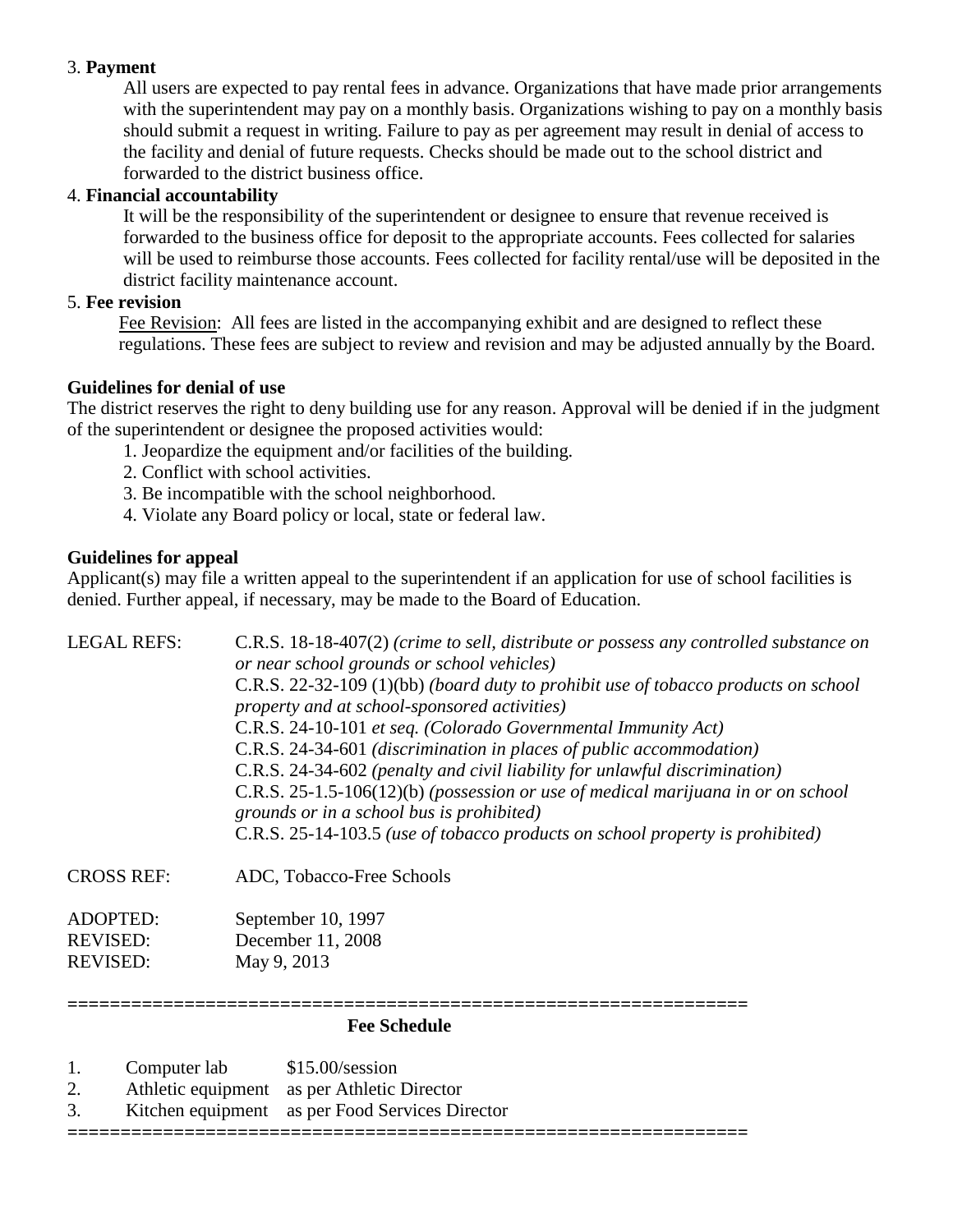3. **Payment**

All users are expected to pay rental fees in advance. Organizations that have made prior arrangements with the superintendent may pay on a monthly basis. Organizations wishing to pay on a monthly basis should submit a request in writing. Failure to pay as per agreement may result in denial of access to the facility and denial of future requests. Checks should be made out to the school district and forwarded to the district business office.

4. **Financial accountability**

It will be the responsibility of the superintendent or designee to ensure that revenue received is forwarded to the business office for deposit to the appropriate accounts. Fees collected for salaries will be used to reimburse those accounts. Fees collected for facility rental/use will be deposited in the district facility maintenance account.

5. **Fee revision**

Fee Revision: All fees are listed in the accompanying exhibit and are designed to reflect these regulations. These fees are subject to review and revision and may be adjusted annually by the Board.

**Guidelines for denial of use**

The district reserves the right to deny building use for any reason. Approval will be denied if in the judgment of the superintendent or designee the proposed activities would:

1. Jeopardize the equipment and/or facilities of the building.
2. Conflict with school activities.
3. Be incompatible with the school neighborhood.
4. Violate any Board policy or local, state or federal law.

**Guidelines for appeal**

Applicant(s) may file a written appeal to the superintendent if an application for use of school facilities is denied. Further appeal, if necessary, may be made to the Board of Education.

LEGAL REFS:

C.R.S. 18-18-407(2) *(crime to sell, distribute or possess any controlled substance on or near school grounds or school vehicles)*
C.R.S. 22-32-109 (1)(bb) *(board duty to prohibit use of tobacco products on school property and at school-sponsored activities)*
C.R.S. 24-10-101 *et seq. (Colorado Governmental Immunity Act)*
C.R.S. 24-34-601 *(discrimination in places of public accommodation)*
C.R.S. 24-34-602 *(penalty and civil liability for unlawful discrimination)*
C.R.S. 25-1.5-106(12)(b) *(possession or use of medical marijuana in or on school grounds or in a school bus is prohibited)*
C.R.S. 25-14-103.5 *(use of tobacco products on school property is prohibited)*

CROSS REF: ADC, Tobacco-Free Schools

ADOPTED: September 10, 1997
REVISED: December 11, 2008
REVISED: May 9, 2013

=================================================================

**Fee Schedule**

1. Computer lab $15.00/session
2. Athletic equipment as per Athletic Director
3. Kitchen equipment as per Food Services Director

=================================================================